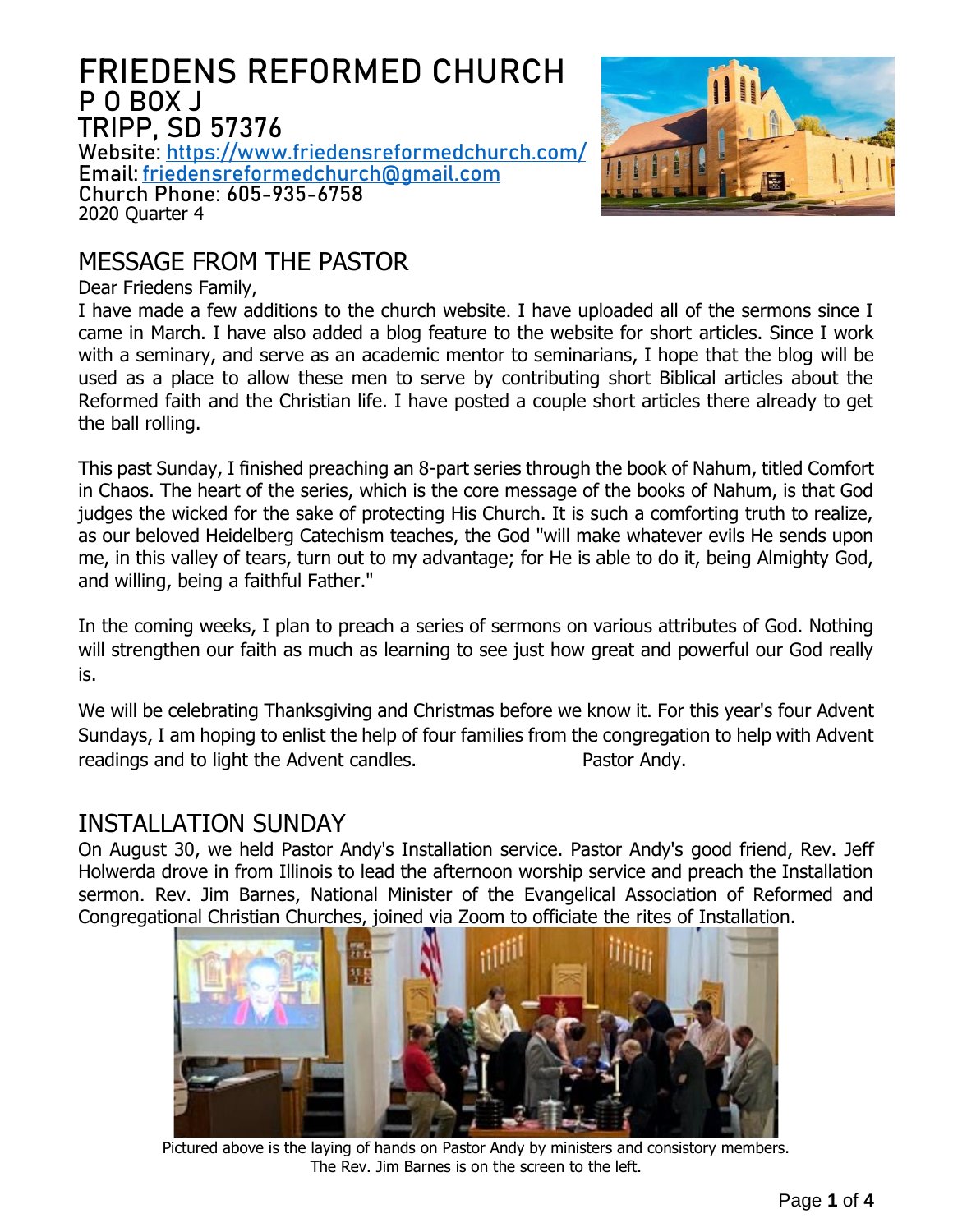# FRIEDENS REFORMED CHURCH

**P O BOX J**
**TRIPP, SD 57376**
**Website: https://www.friedensreformedchurch.com/**
**Email: friedensreformedchurch@gmail.com**
**Church Phone: 605-935-6758**
2020 Quarter 4

## MESSAGE FROM THE PASTOR

Dear Friedens Family,

I have made a few additions to the church website. I have uploaded all of the sermons since I came in March. I have also added a blog feature to the website for short articles. Since I work with a seminary, and serve as an academic mentor to seminarians, I hope that the blog will be used as a place to allow these men to serve by contributing short Biblical articles about the Reformed faith and the Christian life. I have posted a couple short articles there already to get the ball rolling.

This past Sunday, I finished preaching an 8-part series through the book of Nahum, titled Comfort in Chaos. The heart of the series, which is the core message of the books of Nahum, is that God judges the wicked for the sake of protecting His Church. It is such a comforting truth to realize, as our beloved Heidelberg Catechism teaches, the God "will make whatever evils He sends upon me, in this valley of tears, turn out to my advantage; for He is able to do it, being Almighty God, and willing, being a faithful Father."

In the coming weeks, I plan to preach a series of sermons on various attributes of God. Nothing will strengthen our faith as much as learning to see just how great and powerful our God really is.

We will be celebrating Thanksgiving and Christmas before we know it. For this year's four Advent Sundays, I am hoping to enlist the help of four families from the congregation to help with Advent readings and to light the Advent candles. Pastor Andy.

## INSTALLATION SUNDAY

On August 30, we held Pastor Andy's Installation service. Pastor Andy's good friend, Rev. Jeff Holwerda drove in from Illinois to lead the afternoon worship service and preach the Installation sermon. Rev. Jim Barnes, National Minister of the Evangelical Association of Reformed and Congregational Christian Churches, joined via Zoom to officiate the rites of Installation.

Pictured above is the laying of hands on Pastor Andy by ministers and consistory members. The Rev. Jim Barnes is on the screen to the left.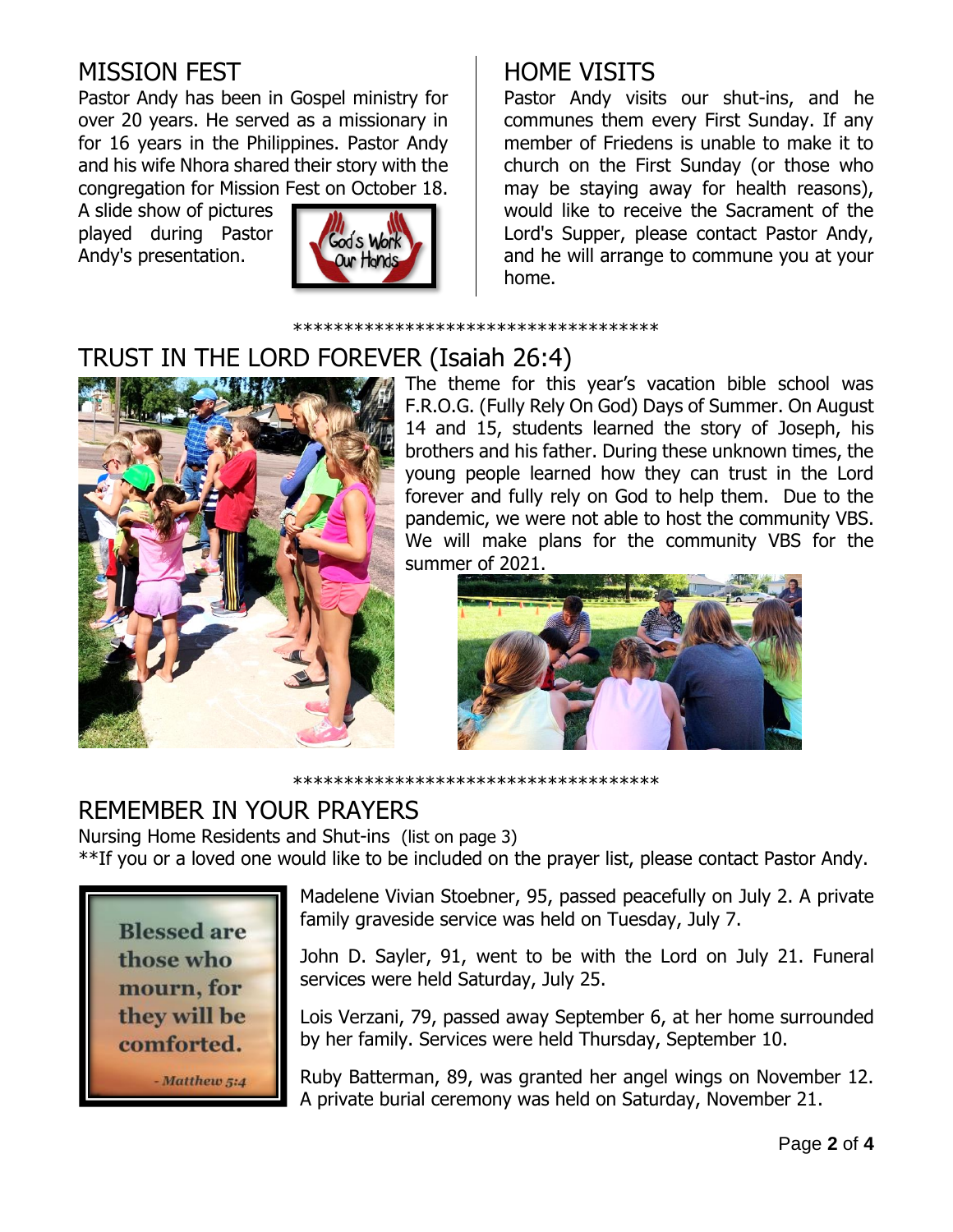## MISSION FEST

Pastor Andy has been in Gospel ministry for over 20 years. He served as a missionary in for 16 years in the Philippines. Pastor Andy and his wife Nhora shared their story with the congregation for Mission Fest on October 18. A slide show of pictures played during Pastor Andy's presentation.

## HOME VISITS

Pastor Andy visits our shut-ins, and he communes them every First Sunday. If any member of Friedens is unable to make it to church on the First Sunday (or those who may be staying away for health reasons), would like to receive the Sacrament of the Lord's Supper, please contact Pastor Andy, and he will arrange to commune you at your home.

*************************************

## TRUST IN THE LORD FOREVER (Isaiah 26:4)

The theme for this year's vacation bible school was F.R.O.G. (Fully Rely On God) Days of Summer. On August 14 and 15, students learned the story of Joseph, his brothers and his father. During these unknown times, the young people learned how they can trust in the Lord forever and fully rely on God to help them. Due to the pandemic, we were not able to host the community VBS. We will make plans for the community VBS for the summer of 2021.

*************************************

## REMEMBER IN YOUR PRAYERS

Nursing Home Residents and Shut-ins (list on page 3)

**If you or a loved one would like to be included on the prayer list, please contact Pastor Andy.

Blessed are those who mourn, for they will be comforted. - Matthew 5:4

Madelene Vivian Stoebner, 95, passed peacefully on July 2. A private family graveside service was held on Tuesday, July 7.

John D. Sayler, 91, went to be with the Lord on July 21. Funeral services were held Saturday, July 25.

Lois Verzani, 79, passed away September 6, at her home surrounded by her family. Services were held Thursday, September 10.

Ruby Batterman, 89, was granted her angel wings on November 12. A private burial ceremony was held on Saturday, November 21.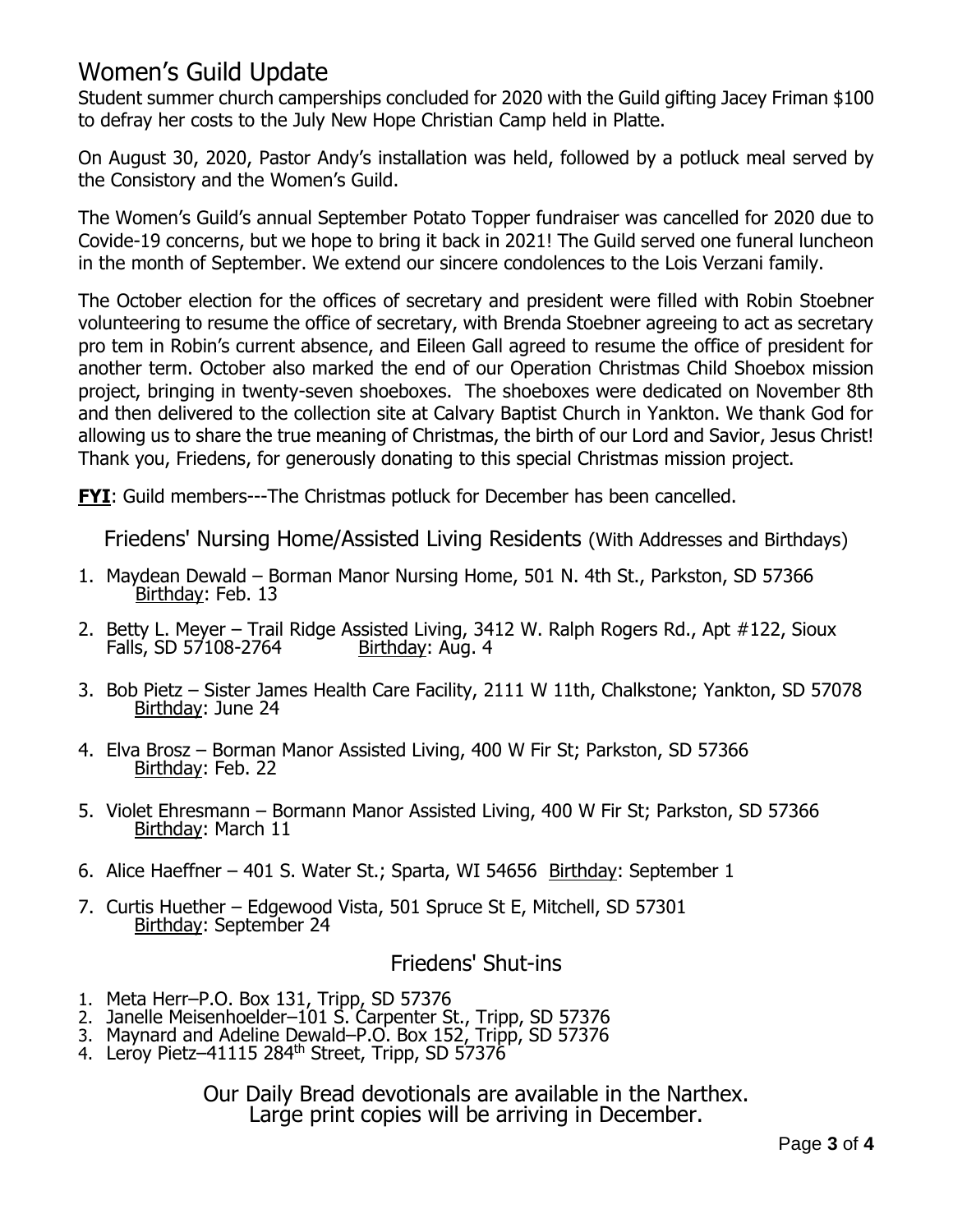# Women's Guild Update

Student summer church camperships concluded for 2020 with the Guild gifting Jacey Friman $100 to defray her costs to the July New Hope Christian Camp held in Platte.

On August 30, 2020, Pastor Andy's installation was held, followed by a potluck meal served by the Consistory and the Women's Guild.

The Women's Guild's annual September Potato Topper fundraiser was cancelled for 2020 due to Covide-19 concerns, but we hope to bring it back in 2021! The Guild served one funeral luncheon in the month of September. We extend our sincere condolences to the Lois Verzani family.

The October election for the offices of secretary and president were filled with Robin Stoebner volunteering to resume the office of secretary, with Brenda Stoebner agreeing to act as secretary pro tem in Robin's current absence, and Eileen Gall agreed to resume the office of president for another term. October also marked the end of our Operation Christmas Child Shoebox mission project, bringing in twenty-seven shoeboxes. The shoeboxes were dedicated on November 8th and then delivered to the collection site at Calvary Baptist Church in Yankton. We thank God for allowing us to share the true meaning of Christmas, the birth of our Lord and Savior, Jesus Christ! Thank you, Friedens, for generously donating to this special Christmas mission project.

**FYI**: Guild members---The Christmas potluck for December has been cancelled.

## Friedens' Nursing Home/Assisted Living Residents (With Addresses and Birthdays)

1. Maydean Dewald – Borman Manor Nursing Home, 501 N. 4th St., Parkston, SD 57366
   Birthday: Feb. 13
2. Betty L. Meyer – Trail Ridge Assisted Living, 3412 W. Ralph Rogers Rd., Apt #122, Sioux Falls, SD 57108-2764 Birthday: Aug. 4
3. Bob Pietz – Sister James Health Care Facility, 2111 W 11th, Chalkstone; Yankton, SD 57078
   Birthday: June 24
4. Elva Brosz – Borman Manor Assisted Living, 400 W Fir St; Parkston, SD 57366
   Birthday: Feb. 22
5. Violet Ehresmann – Bormann Manor Assisted Living, 400 W Fir St; Parkston, SD 57366
   Birthday: March 11
6. Alice Haeffner – 401 S. Water St.; Sparta, WI 54656 Birthday: September 1
7. Curtis Huether – Edgewood Vista, 501 Spruce St E, Mitchell, SD 57301
   Birthday: September 24

## Friedens' Shut-ins

1. Meta Herr–P.O. Box 131, Tripp, SD 57376
2. Janelle Meisenhoelder–101 S. Carpenter St., Tripp, SD 57376
3. Maynard and Adeline Dewald–P.O. Box 152, Tripp, SD 57376
4. Leroy Pietz–41115 284th Street, Tripp, SD 57376

Our Daily Bread devotionals are available in the Narthex.
Large print copies will be arriving in December.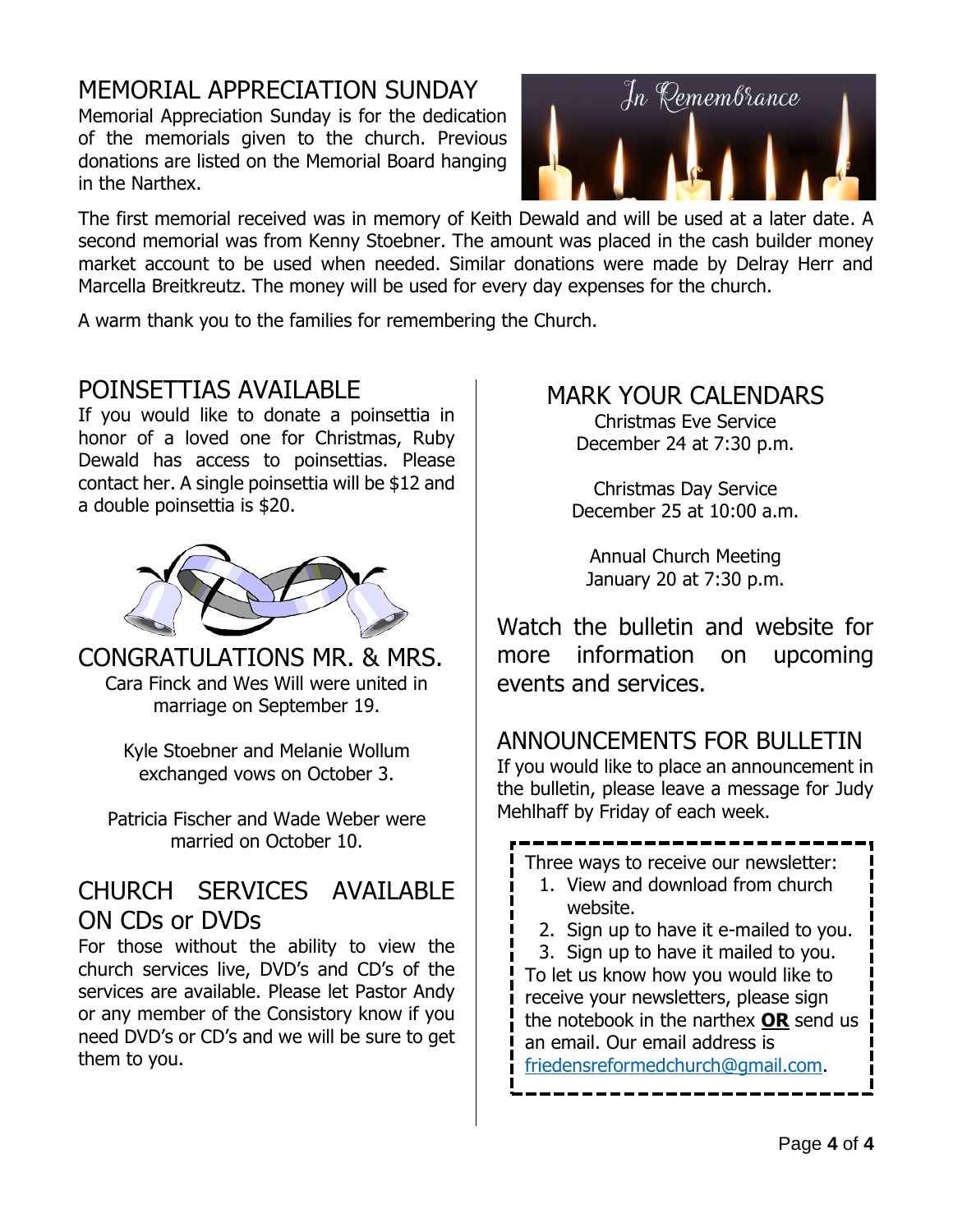## MEMORIAL APPRECIATION SUNDAY

Memorial Appreciation Sunday is for the dedication of the memorials given to the church. Previous donations are listed on the Memorial Board hanging in the Narthex.

In Remembrance

The first memorial received was in memory of Keith Dewald and will be used at a later date. A second memorial was from Kenny Stoebner. The amount was placed in the cash builder money market account to be used when needed. Similar donations were made by Delray Herr and Marcella Breitkreutz. The money will be used for every day expenses for the church.

A warm thank you to the families for remembering the Church.

## POINSETTIAS AVAILABLE

If you would like to donate a poinsettia in honor of a loved one for Christmas, Ruby Dewald has access to poinsettias. Please contact her. A single poinsettia will be $12 and a double poinsettia is $20.

## CONGRATULATIONS MR. & MRS.

Cara Finck and Wes Will were united in marriage on September 19.

Kyle Stoebner and Melanie Wollum exchanged vows on October 3.

Patricia Fischer and Wade Weber were married on October 10.

## CHURCH SERVICES AVAILABLE ON CDs or DVDs

For those without the ability to view the church services live, DVD's and CD's of the services are available. Please let Pastor Andy or any member of the Consistory know if you need DVD's or CD's and we will be sure to get them to you.

## MARK YOUR CALENDARS

Christmas Eve Service
December 24 at 7:30 p.m.

Christmas Day Service
December 25 at 10:00 a.m.

Annual Church Meeting
January 20 at 7:30 p.m.

Watch the bulletin and website for more information on upcoming events and services.

## ANNOUNCEMENTS FOR BULLETIN

If you would like to place an announcement in the bulletin, please leave a message for Judy Mehlhaff by Friday of each week.

Three ways to receive our newsletter:

1. View and download from church website.
2. Sign up to have it e-mailed to you.
3. Sign up to have it mailed to you.

To let us know how you would like to receive your newsletters, please sign the notebook in the narthex **OR** send us an email. Our email address is friedensreformedchurch@gmail.com.